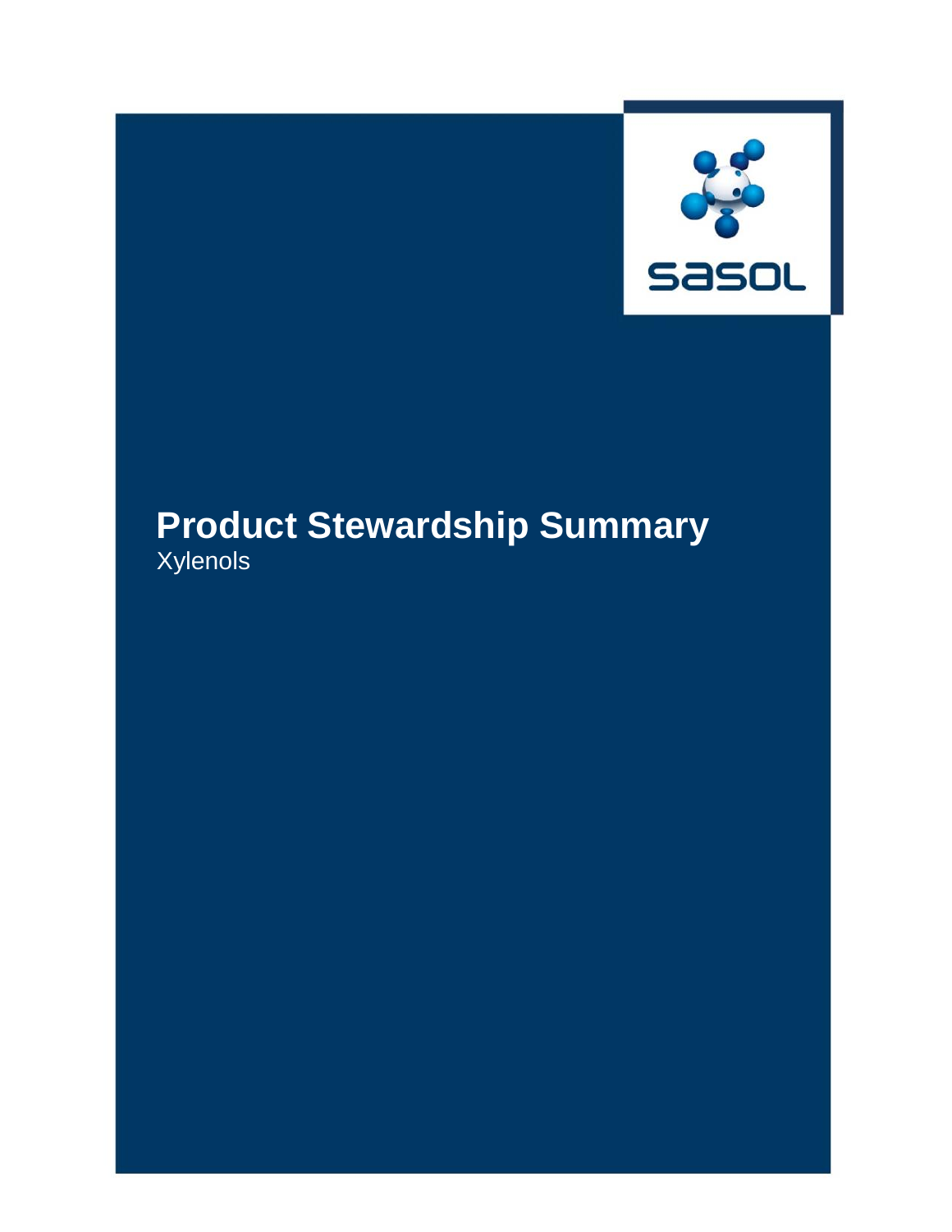sasol

# Product Stewardship Summary

Xylenols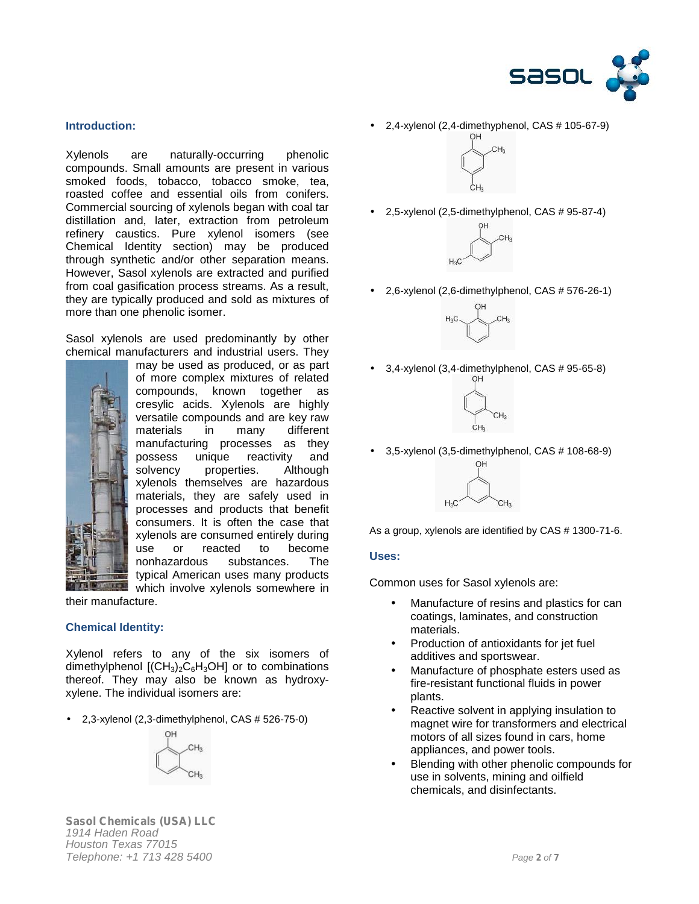## Introduction:

Xylenols are naturally-occurring phenolic compounds. Small amounts are present in various smoked foods, tobacco, tobacco smoke, tea, roasted coffee and essential oils from conifers. Commercial sourcing of xylenols began with coal tar distillation and, later, extraction from petroleum refinery caustics. Pure xylenol isomers (see Chemical Identity section) may be produced through synthetic and/or other separation means. However, Sasol xylenols are extracted and purified from coal gasification process streams. As a result, they are typically produced and sold as mixtures of more than one phenolic isomer.

Sasol xylenols are used predominantly by other chemical manufacturers and industrial users. They may be used as produced, or as part of more complex mixtures of related compounds, known together as cresylic acids. Xylenols are highly versatile compounds and are key raw materials in many different manufacturing processes as they possess unique reactivity and solvency properties. Although xylenols themselves are hazardous materials, they are safely used in processes and products that benefit consumers. It is often the case that xylenols are consumed entirely during use or reacted to become nonhazardous substances. The typical American uses many products which involve xylenols somewhere in their manufacture.

## Chemical Identity:

Xylenol refers to any of the six isomers of dimethylphenol $[(CH_3)_2C_6H_3OH]$ or to combinations thereof. They may also be known as hydroxy-xylene. The individual isomers are:

- 2,3-xylenol (2,3-dimethylphenol, CAS # 526-75-0)
- 2,4-xylenol (2,4-dimethyphenol, CAS # 105-67-9)
- 2,5-xylenol (2,5-dimethylphenol, CAS # 95-87-4)
- 2,6-xylenol (2,6-dimethylphenol, CAS # 576-26-1)
- 3,4-xylenol (3,4-dimethylphenol, CAS # 95-65-8)
- 3,5-xylenol (3,5-dimethylphenol, CAS # 108-68-9)

As a group, xylenols are identified by CAS # 1300-71-6.

## Uses:

Common uses for Sasol xylenols are:

- Manufacture of resins and plastics for can coatings, laminates, and construction materials.
- Production of antioxidants for jet fuel additives and sportswear.
- Manufacture of phosphate esters used as fire-resistant functional fluids in power plants.
- Reactive solvent in applying insulation to magnet wire for transformers and electrical motors of all sizes found in cars, home appliances, and power tools.
- Blending with other phenolic compounds for use in solvents, mining and oilfield chemicals, and disinfectants.

**Sasol Chemicals (USA) LLC**
*1914 Haden Road*
*Houston Texas 77015*
*Telephone: +1 713 428 5400*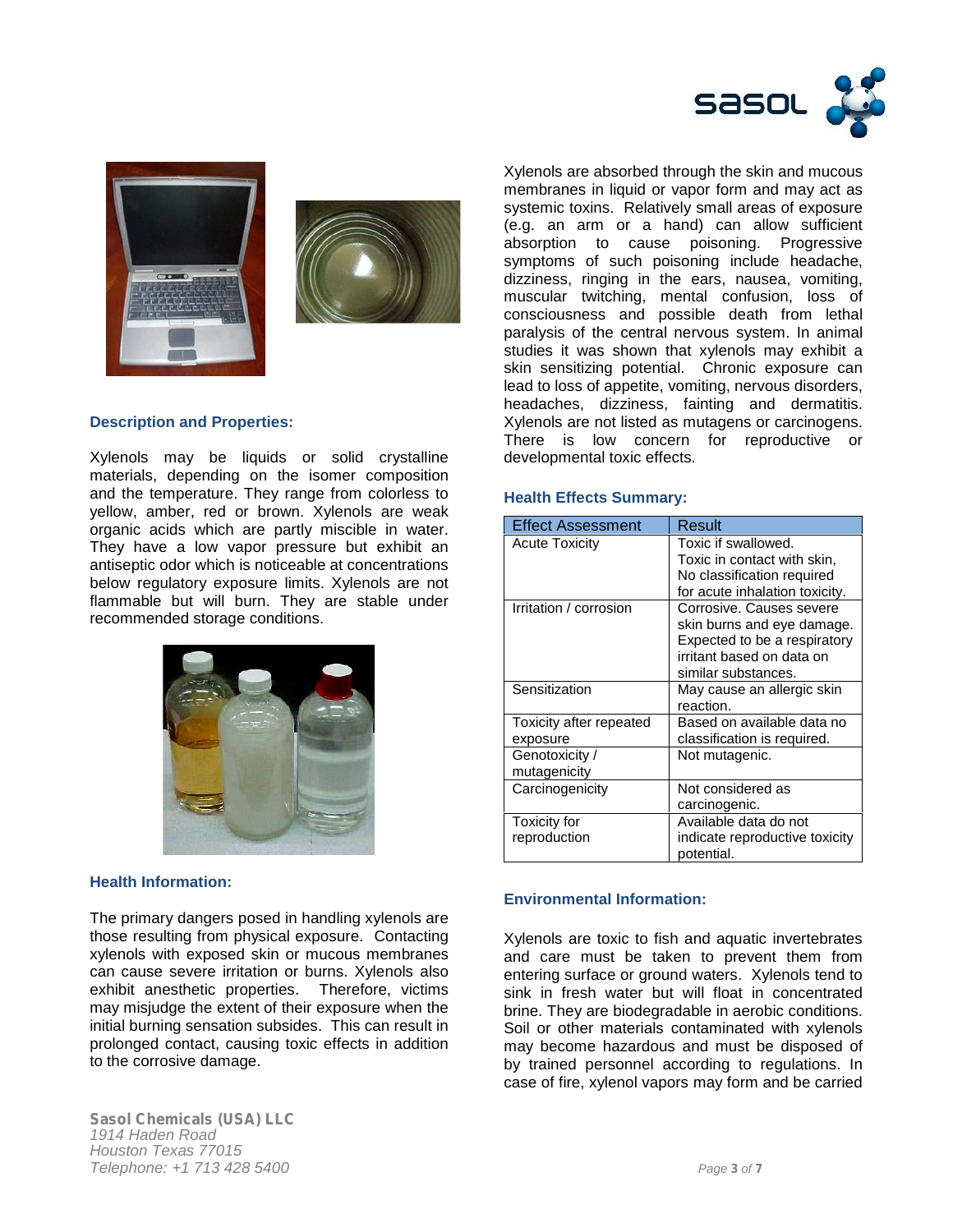### Description and Properties:

Xylenols may be liquids or solid crystalline materials, depending on the isomer composition and the temperature. They range from colorless to yellow, amber, red or brown. Xylenols are weak organic acids which are partly miscible in water. They have a low vapor pressure but exhibit an antiseptic odor which is noticeable at concentrations below regulatory exposure limits. Xylenols are not flammable but will burn. They are stable under recommended storage conditions.

### Health Information:

The primary dangers posed in handling xylenols are those resulting from physical exposure. Contacting xylenols with exposed skin or mucous membranes can cause severe irritation or burns. Xylenols also exhibit anesthetic properties. Therefore, victims may misjudge the extent of their exposure when the initial burning sensation subsides. This can result in prolonged contact, causing toxic effects in addition to the corrosive damage.

Xylenols are absorbed through the skin and mucous membranes in liquid or vapor form and may act as systemic toxins. Relatively small areas of exposure (e.g. an arm or a hand) can allow sufficient absorption to cause poisoning. Progressive symptoms of such poisoning include headache, dizziness, ringing in the ears, nausea, vomiting, muscular twitching, mental confusion, loss of consciousness and possible death from lethal paralysis of the central nervous system. In animal studies it was shown that xylenols may exhibit a skin sensitizing potential. Chronic exposure can lead to loss of appetite, vomiting, nervous disorders, headaches, dizziness, fainting and dermatitis. Xylenols are not listed as mutagens or carcinogens. There is low concern for reproductive or developmental toxic effects.

### Health Effects Summary:

| Effect Assessment | Result |
|---|---|
| Acute Toxicity | Toxic if swallowed. Toxic in contact with skin, No classification required for acute inhalation toxicity. |
| Irritation / corrosion | Corrosive. Causes severe skin burns and eye damage. Expected to be a respiratory irritant based on data on similar substances. |
| Sensitization | May cause an allergic skin reaction. |
| Toxicity after repeated exposure | Based on available data no classification is required. |
| Genotoxicity / mutagenicity | Not mutagenic. |
| Carcinogenicity | Not considered as carcinogenic. |
| Toxicity for reproduction | Available data do not indicate reproductive toxicity potential. |

### Environmental Information:

Xylenols are toxic to fish and aquatic invertebrates and care must be taken to prevent them from entering surface or ground waters. Xylenols tend to sink in fresh water but will float in concentrated brine. They are biodegradable in aerobic conditions. Soil or other materials contaminated with xylenols may become hazardous and must be disposed of by trained personnel according to regulations. In case of fire, xylenol vapors may form and be carried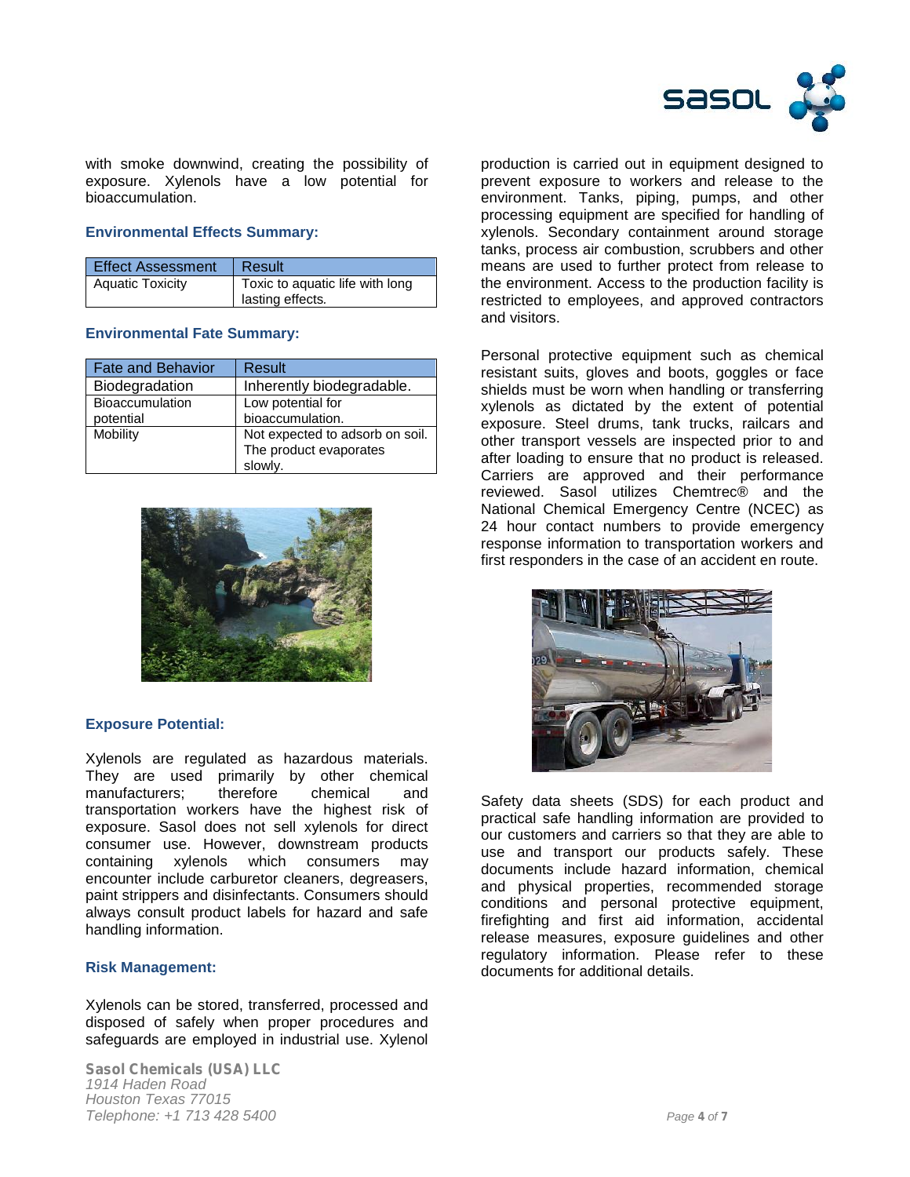with smoke downwind, creating the possibility of exposure. Xylenols have a low potential for bioaccumulation.

### Environmental Effects Summary:

| Effect Assessment | Result |
|---|---|
| Aquatic Toxicity | Toxic to aquatic life with long lasting effects. |

### Environmental Fate Summary:

| Fate and Behavior | Result |
|---|---|
| Biodegradation | Inherently biodegradable. |
| Bioaccumulation potential | Low potential for bioaccumulation. |
| Mobility | Not expected to adsorb on soil. The product evaporates slowly. |

### Exposure Potential:

Xylenols are regulated as hazardous materials. They are used primarily by other chemical manufacturers; therefore chemical and transportation workers have the highest risk of exposure. Sasol does not sell xylenols for direct consumer use. However, downstream products containing xylenols which consumers may encounter include carburetor cleaners, degreasers, paint strippers and disinfectants. Consumers should always consult product labels for hazard and safe handling information.

### Risk Management:

Xylenols can be stored, transferred, processed and disposed of safely when proper procedures and safeguards are employed in industrial use. Xylenol production is carried out in equipment designed to prevent exposure to workers and release to the environment. Tanks, piping, pumps, and other processing equipment are specified for handling of xylenols. Secondary containment around storage tanks, process air combustion, scrubbers and other means are used to further protect from release to the environment. Access to the production facility is restricted to employees, and approved contractors and visitors.

Personal protective equipment such as chemical resistant suits, gloves and boots, goggles or face shields must be worn when handling or transferring xylenols as dictated by the extent of potential exposure. Steel drums, tank trucks, railcars and other transport vessels are inspected prior to and after loading to ensure that no product is released. Carriers are approved and their performance reviewed. Sasol utilizes Chemtrec® and the National Chemical Emergency Centre (NCEC) as 24 hour contact numbers to provide emergency response information to transportation workers and first responders in the case of an accident en route.

Safety data sheets (SDS) for each product and practical safe handling information are provided to our customers and carriers so that they are able to use and transport our products safely. These documents include hazard information, chemical and physical properties, recommended storage conditions and personal protective equipment, firefighting and first aid information, accidental release measures, exposure guidelines and other regulatory information. Please refer to these documents for additional details.

**Sasol Chemicals (USA) LLC**
*1914 Haden Road*
*Houston Texas 77015*
*Telephone: +1 713 428 5400*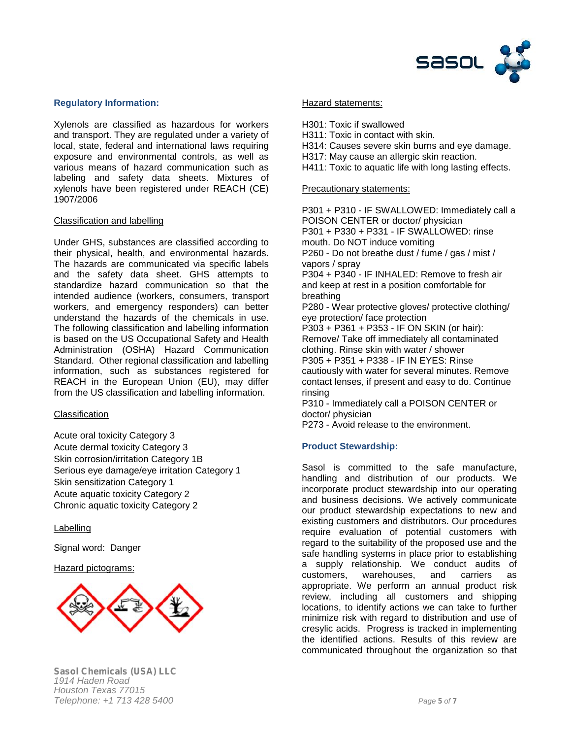## Regulatory Information:

Xylenols are classified as hazardous for workers and transport. They are regulated under a variety of local, state, federal and international laws requiring exposure and environmental controls, as well as various means of hazard communication such as labeling and safety data sheets. Mixtures of xylenols have been registered under REACH (CE) 1907/2006

### Classification and labelling

Under GHS, substances are classified according to their physical, health, and environmental hazards. The hazards are communicated via specific labels and the safety data sheet. GHS attempts to standardize hazard communication so that the intended audience (workers, consumers, transport workers, and emergency responders) can better understand the hazards of the chemicals in use. The following classification and labelling information is based on the US Occupational Safety and Health Administration (OSHA) Hazard Communication Standard. Other regional classification and labelling information, such as substances registered for REACH in the European Union (EU), may differ from the US classification and labelling information.

### Classification

Acute oral toxicity Category 3
Acute dermal toxicity Category 3
Skin corrosion/irritation Category 1B
Serious eye damage/eye irritation Category 1
Skin sensitization Category 1
Acute aquatic toxicity Category 2
Chronic aquatic toxicity Category 2

### Labelling

Signal word: Danger

### Hazard pictograms:

### Hazard statements:

H301: Toxic if swallowed
H311: Toxic in contact with skin.
H314: Causes severe skin burns and eye damage.
H317: May cause an allergic skin reaction.
H411: Toxic to aquatic life with long lasting effects.

### Precautionary statements:

P301 + P310 - IF SWALLOWED: Immediately call a POISON CENTER or doctor/ physician
P301 + P330 + P331 - IF SWALLOWED: rinse mouth. Do NOT induce vomiting
P260 - Do not breathe dust / fume / gas / mist / vapors / spray
P304 + P340 - IF INHALED: Remove to fresh air and keep at rest in a position comfortable for breathing
P280 - Wear protective gloves/ protective clothing/ eye protection/ face protection
P303 + P361 + P353 - IF ON SKIN (or hair): Remove/ Take off immediately all contaminated clothing. Rinse skin with water / shower
P305 + P351 + P338 - IF IN EYES: Rinse cautiously with water for several minutes. Remove contact lenses, if present and easy to do. Continue rinsing
P310 - Immediately call a POISON CENTER or doctor/ physician
P273 - Avoid release to the environment.

## Product Stewardship:

Sasol is committed to the safe manufacture, handling and distribution of our products. We incorporate product stewardship into our operating and business decisions. We actively communicate our product stewardship expectations to new and existing customers and distributors. Our procedures require evaluation of potential customers with regard to the suitability of the proposed use and the safe handling systems in place prior to establishing a supply relationship. We conduct audits of customers, warehouses, and carriers as appropriate. We perform an annual product risk review, including all customers and shipping locations, to identify actions we can take to further minimize risk with regard to distribution and use of cresylic acids. Progress is tracked in implementing the identified actions. Results of this review are communicated throughout the organization so that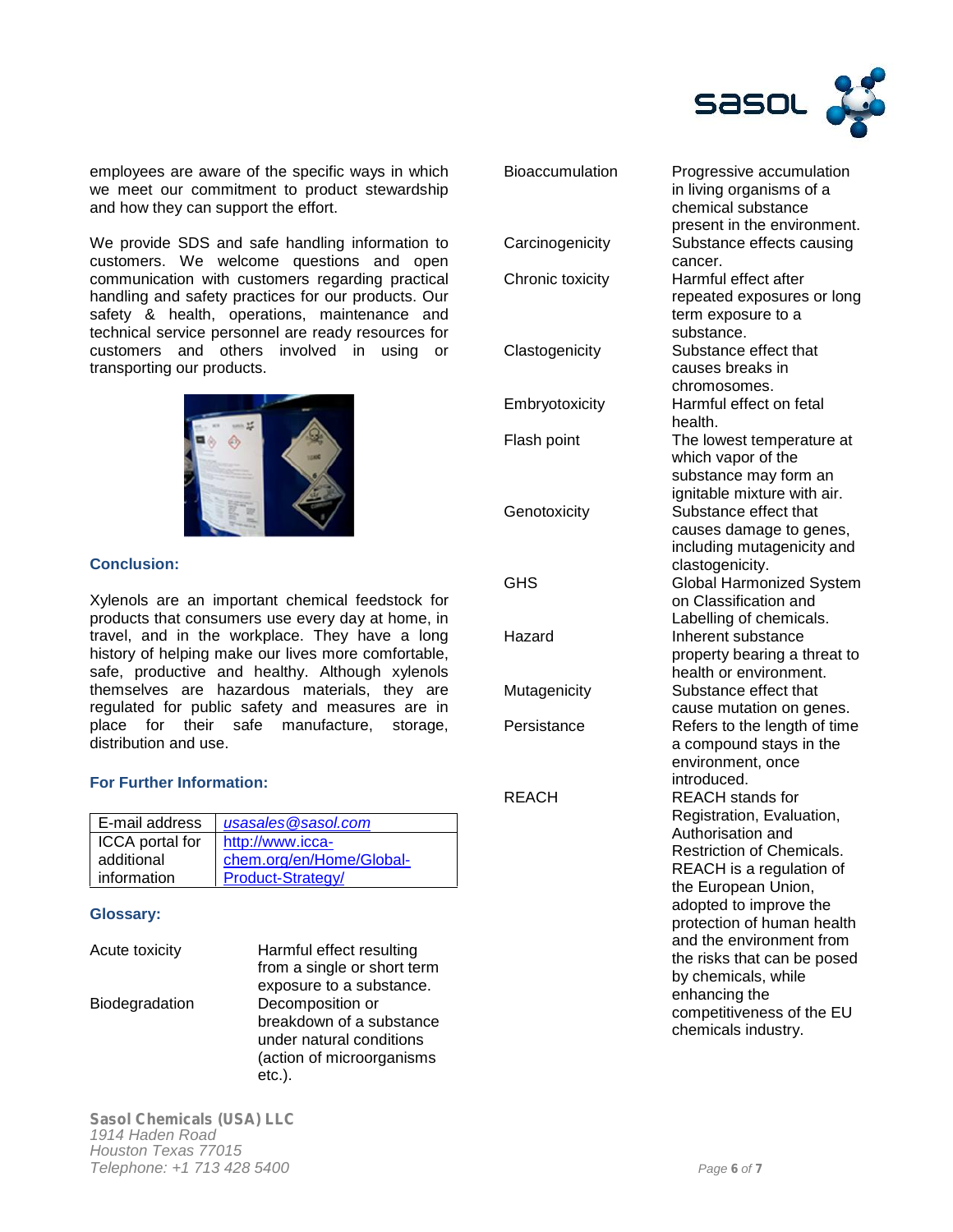employees are aware of the specific ways in which we meet our commitment to product stewardship and how they can support the effort.

We provide SDS and safe handling information to customers. We welcome questions and open communication with customers regarding practical handling and safety practices for our products. Our safety & health, operations, maintenance and technical service personnel are ready resources for customers and others involved in using or transporting our products.

### Conclusion:

Xylenols are an important chemical feedstock for products that consumers use every day at home, in travel, and in the workplace. They have a long history of helping make our lives more comfortable, safe, productive and healthy. Although xylenols themselves are hazardous materials, they are regulated for public safety and measures are in place for their safe manufacture, storage, distribution and use.

### For Further Information:

| | |
|---|---|
| E-mail address | *usasales@sasol.com* |
| ICCA portal for additional information | http://www.icca-chem.org/en/Home/Global-Product-Strategy/ |

### Glossary:

| | |
|---|---|
| Acute toxicity | Harmful effect resulting from a single or short term exposure to a substance. |
| Biodegradation | Decomposition or breakdown of a substance under natural conditions (action of microorganisms etc.). |
| Bioaccumulation | Progressive accumulation in living organisms of a chemical substance present in the environment. |
| Carcinogenicity | Substance effects causing cancer. |
| Chronic toxicity | Harmful effect after repeated exposures or long term exposure to a substance. |
| Clastogenicity | Substance effect that causes breaks in chromosomes. |
| Embryotoxicity | Harmful effect on fetal health. |
| Flash point | The lowest temperature at which vapor of the substance may form an ignitable mixture with air. |
| Genotoxicity | Substance effect that causes damage to genes, including mutagenicity and clastogenicity. |
| GHS | Global Harmonized System on Classification and Labelling of chemicals. |
| Hazard | Inherent substance property bearing a threat to health or environment. |
| Mutagenicity | Substance effect that cause mutation on genes. |
| Persistance | Refers to the length of time a compound stays in the environment, once introduced. |
| REACH | REACH stands for Registration, Evaluation, Authorisation and Restriction of Chemicals. REACH is a regulation of the European Union, adopted to improve the protection of human health and the environment from the risks that can be posed by chemicals, while enhancing the competitiveness of the EU chemicals industry. |

**Sasol Chemicals (USA) LLC**
*1914 Haden Road*
*Houston Texas 77015*
*Telephone: +1 713 428 5400*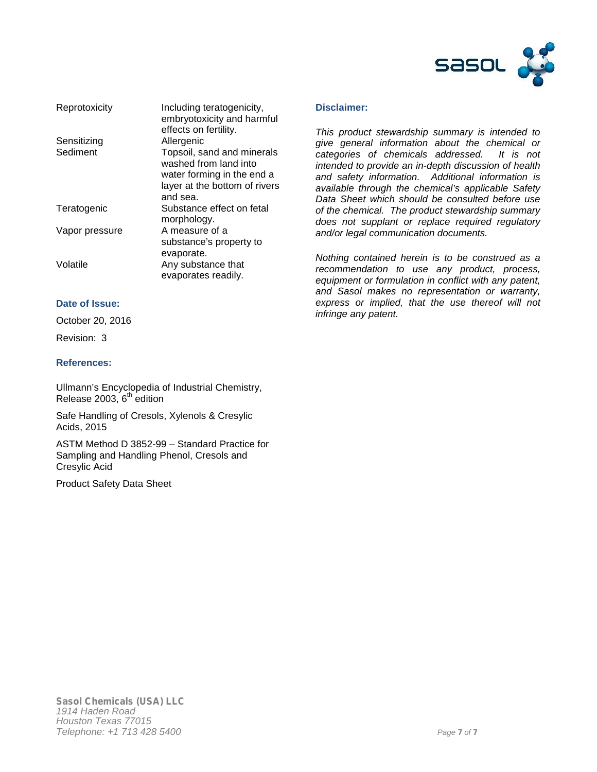| | |
|---|---|
| Reprotoxicity | Including teratogenicity, embryotoxicity and harmful effects on fertility. |
| Sensitizing | Allergenic |
| Sediment | Topsoil, sand and minerals washed from land into water forming in the end a layer at the bottom of rivers and sea. |
| Teratogenic | Substance effect on fetal morphology. |
| Vapor pressure | A measure of a substance's property to evaporate. |
| Volatile | Any substance that evaporates readily. |

### Date of Issue:

October 20, 2016

Revision: 3

### References:

Ullmann's Encyclopedia of Industrial Chemistry, Release 2003, 6th edition

Safe Handling of Cresols, Xylenols & Cresylic Acids, 2015

ASTM Method D 3852-99 – Standard Practice for Sampling and Handling Phenol, Cresols and Cresylic Acid

Product Safety Data Sheet

### Disclaimer:

*This product stewardship summary is intended to give general information about the chemical or categories of chemicals addressed. It is not intended to provide an in-depth discussion of health and safety information. Additional information is available through the chemical's applicable Safety Data Sheet which should be consulted before use of the chemical. The product stewardship summary does not supplant or replace required regulatory and/or legal communication documents.*

*Nothing contained herein is to be construed as a recommendation to use any product, process, equipment or formulation in conflict with any patent, and Sasol makes no representation or warranty, express or implied, that the use thereof will not infringe any patent.*

**Sasol Chemicals (USA) LLC**
*1914 Haden Road*
*Houston Texas 77015*
*Telephone: +1 713 428 5400*